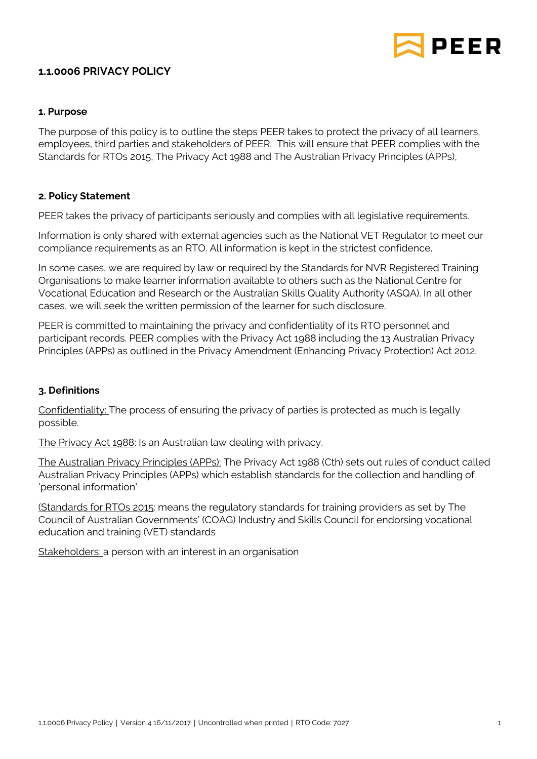# 1.1.0006 PRIVACY POLICY

## 1. Purpose

The purpose of this policy is to outline the steps PEER takes to protect the privacy of all learners, employees, third parties and stakeholders of PEER. This will ensure that PEER complies with the Standards for RTOs 2015, The Privacy Act 1988 and The Australian Privacy Principles (APPs),

## 2. Policy Statement

PEER takes the privacy of participants seriously and complies with all legislative requirements.

Information is only shared with external agencies such as the National VET Regulator to meet our compliance requirements as an RTO. All information is kept in the strictest confidence.

In some cases, we are required by law or required by the Standards for NVR Registered Training Organisations to make learner information available to others such as the National Centre for Vocational Education and Research or the Australian Skills Quality Authority (ASQA). In all other cases, we will seek the written permission of the learner for such disclosure.

PEER is committed to maintaining the privacy and confidentiality of its RTO personnel and participant records. PEER complies with the Privacy Act 1988 including the 13 Australian Privacy Principles (APPs) as outlined in the Privacy Amendment (Enhancing Privacy Protection) Act 2012.

## 3. Definitions

<u>Confidentiality:</u> The process of ensuring the privacy of parties is protected as much is legally possible.

<u>The Privacy Act 1988</u>: Is an Australian law dealing with privacy.

<u>The Australian Privacy Principles (APPs):</u> The Privacy Act 1988 (Cth) sets out rules of conduct called Australian Privacy Principles (APPs) which establish standards for the collection and handling of 'personal information'

<u>(Standards for RTOs 2015</u>: means the regulatory standards for training providers as set by The Council of Australian Governments' (COAG) Industry and Skills Council for endorsing vocational education and training (VET) standards

<u>Stakeholders:</u> a person with an interest in an organisation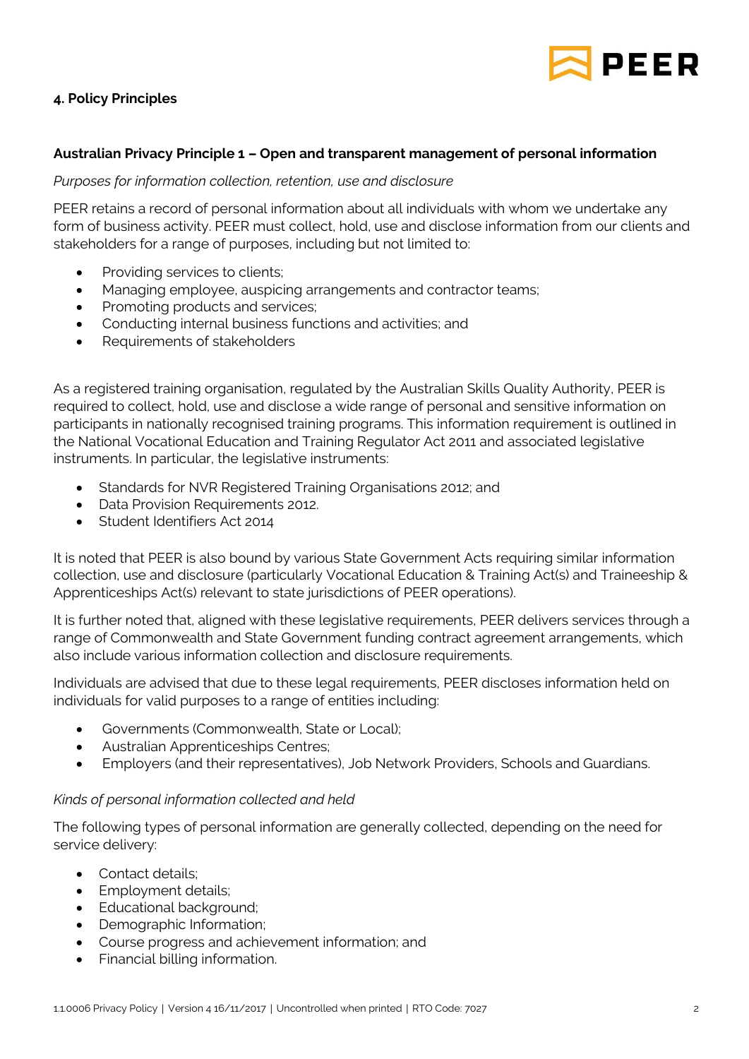## 4. Policy Principles

### Australian Privacy Principle 1 – Open and transparent management of personal information

*Purposes for information collection, retention, use and disclosure*

PEER retains a record of personal information about all individuals with whom we undertake any form of business activity. PEER must collect, hold, use and disclose information from our clients and stakeholders for a range of purposes, including but not limited to:

- Providing services to clients;
- Managing employee, auspicing arrangements and contractor teams;
- Promoting products and services;
- Conducting internal business functions and activities; and
- Requirements of stakeholders

As a registered training organisation, regulated by the Australian Skills Quality Authority, PEER is required to collect, hold, use and disclose a wide range of personal and sensitive information on participants in nationally recognised training programs. This information requirement is outlined in the National Vocational Education and Training Regulator Act 2011 and associated legislative instruments. In particular, the legislative instruments:

- Standards for NVR Registered Training Organisations 2012; and
- Data Provision Requirements 2012.
- Student Identifiers Act 2014

It is noted that PEER is also bound by various State Government Acts requiring similar information collection, use and disclosure (particularly Vocational Education & Training Act(s) and Traineeship & Apprenticeships Act(s) relevant to state jurisdictions of PEER operations).

It is further noted that, aligned with these legislative requirements, PEER delivers services through a range of Commonwealth and State Government funding contract agreement arrangements, which also include various information collection and disclosure requirements.

Individuals are advised that due to these legal requirements, PEER discloses information held on individuals for valid purposes to a range of entities including:

- Governments (Commonwealth, State or Local);
- Australian Apprenticeships Centres;
- Employers (and their representatives), Job Network Providers, Schools and Guardians.

*Kinds of personal information collected and held*

The following types of personal information are generally collected, depending on the need for service delivery:

- Contact details;
- Employment details;
- Educational background;
- Demographic Information;
- Course progress and achievement information; and
- Financial billing information.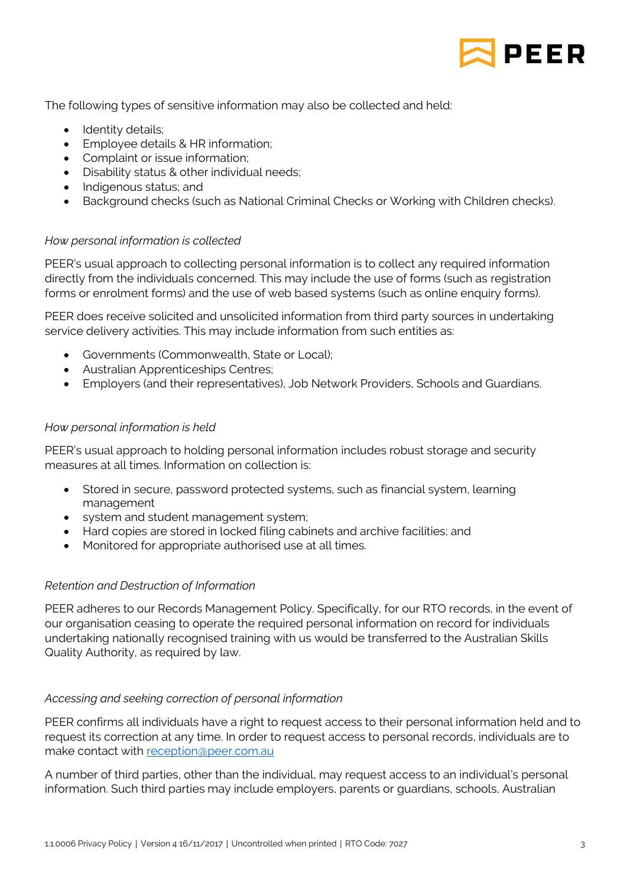The following types of sensitive information may also be collected and held:

- Identity details;
- Employee details & HR information;
- Complaint or issue information;
- Disability status & other individual needs;
- Indigenous status; and
- Background checks (such as National Criminal Checks or Working with Children checks).

*How personal information is collected*

PEER's usual approach to collecting personal information is to collect any required information directly from the individuals concerned. This may include the use of forms (such as registration forms or enrolment forms) and the use of web based systems (such as online enquiry forms).

PEER does receive solicited and unsolicited information from third party sources in undertaking service delivery activities. This may include information from such entities as:

- Governments (Commonwealth, State or Local);
- Australian Apprenticeships Centres;
- Employers (and their representatives), Job Network Providers, Schools and Guardians.

*How personal information is held*

PEER's usual approach to holding personal information includes robust storage and security measures at all times. Information on collection is:

- Stored in secure, password protected systems, such as financial system, learning management
- system and student management system;
- Hard copies are stored in locked filing cabinets and archive facilities; and
- Monitored for appropriate authorised use at all times.

*Retention and Destruction of Information*

PEER adheres to our Records Management Policy. Specifically, for our RTO records, in the event of our organisation ceasing to operate the required personal information on record for individuals undertaking nationally recognised training with us would be transferred to the Australian Skills Quality Authority, as required by law.

*Accessing and seeking correction of personal information*

PEER confirms all individuals have a right to request access to their personal information held and to request its correction at any time. In order to request access to personal records, individuals are to make contact with reception@peer.com.au

A number of third parties, other than the individual, may request access to an individual's personal information. Such third parties may include employers, parents or guardians, schools, Australian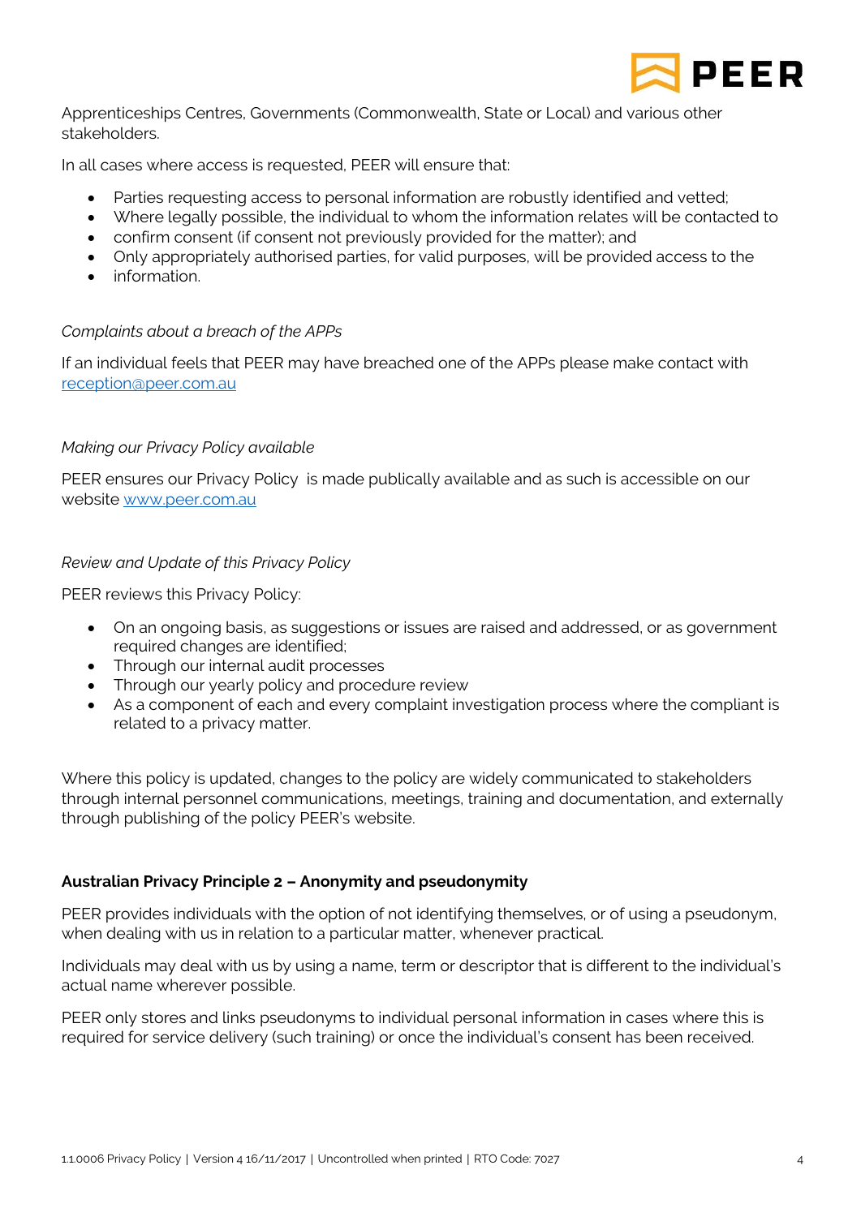Apprenticeships Centres, Governments (Commonwealth, State or Local) and various other stakeholders.

In all cases where access is requested, PEER will ensure that:

- Parties requesting access to personal information are robustly identified and vetted;
- Where legally possible, the individual to whom the information relates will be contacted to
- confirm consent (if consent not previously provided for the matter); and
- Only appropriately authorised parties, for valid purposes, will be provided access to the
- information.

*Complaints about a breach of the APPs*

If an individual feels that PEER may have breached one of the APPs please make contact with [reception@peer.com.au](mailto:reception@peer.com.au)

*Making our Privacy Policy available*

PEER ensures our Privacy Policy is made publically available and as such is accessible on our website [www.peer.com.au](http://www.peer.com.au)

*Review and Update of this Privacy Policy*

PEER reviews this Privacy Policy:

- On an ongoing basis, as suggestions or issues are raised and addressed, or as government required changes are identified;
- Through our internal audit processes
- Through our yearly policy and procedure review
- As a component of each and every complaint investigation process where the compliant is related to a privacy matter.

Where this policy is updated, changes to the policy are widely communicated to stakeholders through internal personnel communications, meetings, training and documentation, and externally through publishing of the policy PEER's website.

**Australian Privacy Principle 2 – Anonymity and pseudonymity**

PEER provides individuals with the option of not identifying themselves, or of using a pseudonym, when dealing with us in relation to a particular matter, whenever practical.

Individuals may deal with us by using a name, term or descriptor that is different to the individual's actual name wherever possible.

PEER only stores and links pseudonyms to individual personal information in cases where this is required for service delivery (such training) or once the individual's consent has been received.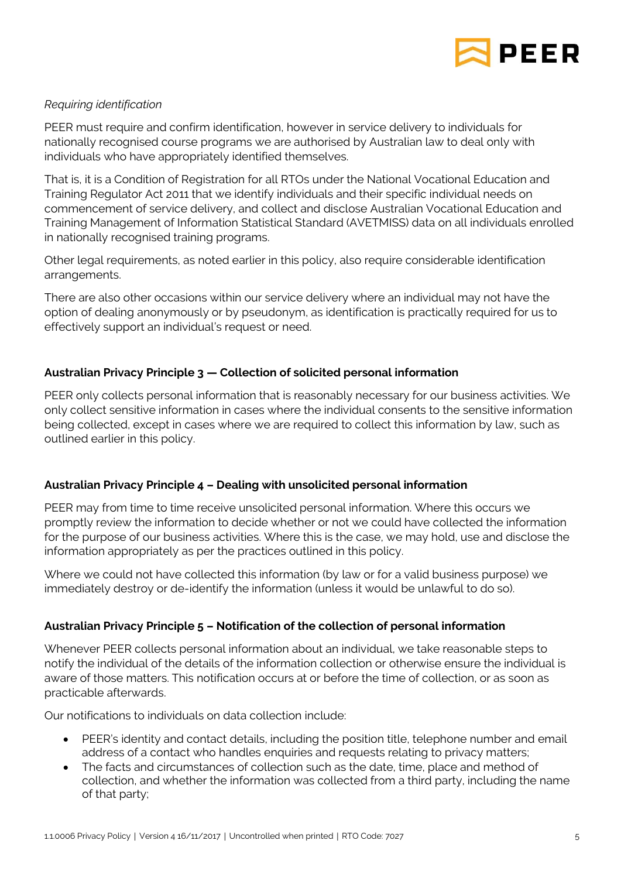*Requiring identification*

PEER must require and confirm identification, however in service delivery to individuals for nationally recognised course programs we are authorised by Australian law to deal only with individuals who have appropriately identified themselves.

That is, it is a Condition of Registration for all RTOs under the National Vocational Education and Training Regulator Act 2011 that we identify individuals and their specific individual needs on commencement of service delivery, and collect and disclose Australian Vocational Education and Training Management of Information Statistical Standard (AVETMISS) data on all individuals enrolled in nationally recognised training programs.

Other legal requirements, as noted earlier in this policy, also require considerable identification arrangements.

There are also other occasions within our service delivery where an individual may not have the option of dealing anonymously or by pseudonym, as identification is practically required for us to effectively support an individual's request or need.

**Australian Privacy Principle 3 — Collection of solicited personal information**

PEER only collects personal information that is reasonably necessary for our business activities. We only collect sensitive information in cases where the individual consents to the sensitive information being collected, except in cases where we are required to collect this information by law, such as outlined earlier in this policy.

**Australian Privacy Principle 4 – Dealing with unsolicited personal information**

PEER may from time to time receive unsolicited personal information. Where this occurs we promptly review the information to decide whether or not we could have collected the information for the purpose of our business activities. Where this is the case, we may hold, use and disclose the information appropriately as per the practices outlined in this policy.

Where we could not have collected this information (by law or for a valid business purpose) we immediately destroy or de-identify the information (unless it would be unlawful to do so).

**Australian Privacy Principle 5 – Notification of the collection of personal information**

Whenever PEER collects personal information about an individual, we take reasonable steps to notify the individual of the details of the information collection or otherwise ensure the individual is aware of those matters. This notification occurs at or before the time of collection, or as soon as practicable afterwards.

Our notifications to individuals on data collection include:

- PEER's identity and contact details, including the position title, telephone number and email address of a contact who handles enquiries and requests relating to privacy matters;
- The facts and circumstances of collection such as the date, time, place and method of collection, and whether the information was collected from a third party, including the name of that party;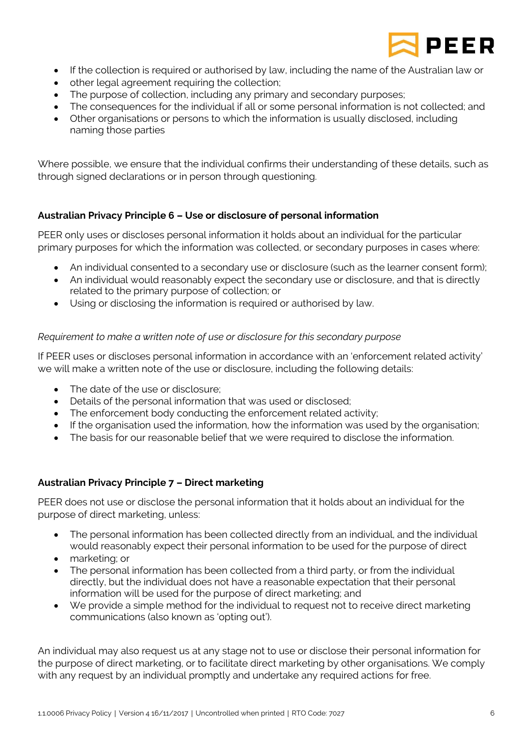- If the collection is required or authorised by law, including the name of the Australian law or
- other legal agreement requiring the collection;
- The purpose of collection, including any primary and secondary purposes;
- The consequences for the individual if all or some personal information is not collected; and
- Other organisations or persons to which the information is usually disclosed, including naming those parties

Where possible, we ensure that the individual confirms their understanding of these details, such as through signed declarations or in person through questioning.

**Australian Privacy Principle 6 – Use or disclosure of personal information**

PEER only uses or discloses personal information it holds about an individual for the particular primary purposes for which the information was collected, or secondary purposes in cases where:

- An individual consented to a secondary use or disclosure (such as the learner consent form);
- An individual would reasonably expect the secondary use or disclosure, and that is directly related to the primary purpose of collection; or
- Using or disclosing the information is required or authorised by law.

*Requirement to make a written note of use or disclosure for this secondary purpose*

If PEER uses or discloses personal information in accordance with an 'enforcement related activity' we will make a written note of the use or disclosure, including the following details:

- The date of the use or disclosure;
- Details of the personal information that was used or disclosed;
- The enforcement body conducting the enforcement related activity;
- If the organisation used the information, how the information was used by the organisation;
- The basis for our reasonable belief that we were required to disclose the information.

**Australian Privacy Principle 7 – Direct marketing**

PEER does not use or disclose the personal information that it holds about an individual for the purpose of direct marketing, unless:

- The personal information has been collected directly from an individual, and the individual would reasonably expect their personal information to be used for the purpose of direct
- marketing; or
- The personal information has been collected from a third party, or from the individual directly, but the individual does not have a reasonable expectation that their personal information will be used for the purpose of direct marketing; and
- We provide a simple method for the individual to request not to receive direct marketing communications (also known as 'opting out').

An individual may also request us at any stage not to use or disclose their personal information for the purpose of direct marketing, or to facilitate direct marketing by other organisations. We comply with any request by an individual promptly and undertake any required actions for free.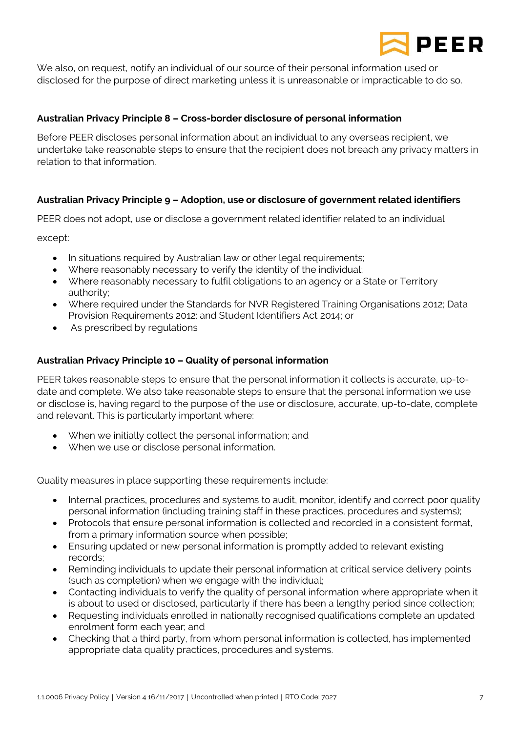We also, on request, notify an individual of our source of their personal information used or disclosed for the purpose of direct marketing unless it is unreasonable or impracticable to do so.

**Australian Privacy Principle 8 – Cross-border disclosure of personal information**

Before PEER discloses personal information about an individual to any overseas recipient, we undertake take reasonable steps to ensure that the recipient does not breach any privacy matters in relation to that information.

**Australian Privacy Principle 9 – Adoption, use or disclosure of government related identifiers**

PEER does not adopt, use or disclose a government related identifier related to an individual

except:

- In situations required by Australian law or other legal requirements;
- Where reasonably necessary to verify the identity of the individual;
- Where reasonably necessary to fulfil obligations to an agency or a State or Territory authority;
- Where required under the Standards for NVR Registered Training Organisations 2012; Data Provision Requirements 2012: and Student Identifiers Act 2014; or
- As prescribed by regulations

**Australian Privacy Principle 10 – Quality of personal information**

PEER takes reasonable steps to ensure that the personal information it collects is accurate, up-to-date and complete. We also take reasonable steps to ensure that the personal information we use or disclose is, having regard to the purpose of the use or disclosure, accurate, up-to-date, complete and relevant. This is particularly important where:

- When we initially collect the personal information; and
- When we use or disclose personal information.

Quality measures in place supporting these requirements include:

- Internal practices, procedures and systems to audit, monitor, identify and correct poor quality personal information (including training staff in these practices, procedures and systems);
- Protocols that ensure personal information is collected and recorded in a consistent format, from a primary information source when possible;
- Ensuring updated or new personal information is promptly added to relevant existing records;
- Reminding individuals to update their personal information at critical service delivery points (such as completion) when we engage with the individual;
- Contacting individuals to verify the quality of personal information where appropriate when it is about to used or disclosed, particularly if there has been a lengthy period since collection;
- Requesting individuals enrolled in nationally recognised qualifications complete an updated enrolment form each year; and
- Checking that a third party, from whom personal information is collected, has implemented appropriate data quality practices, procedures and systems.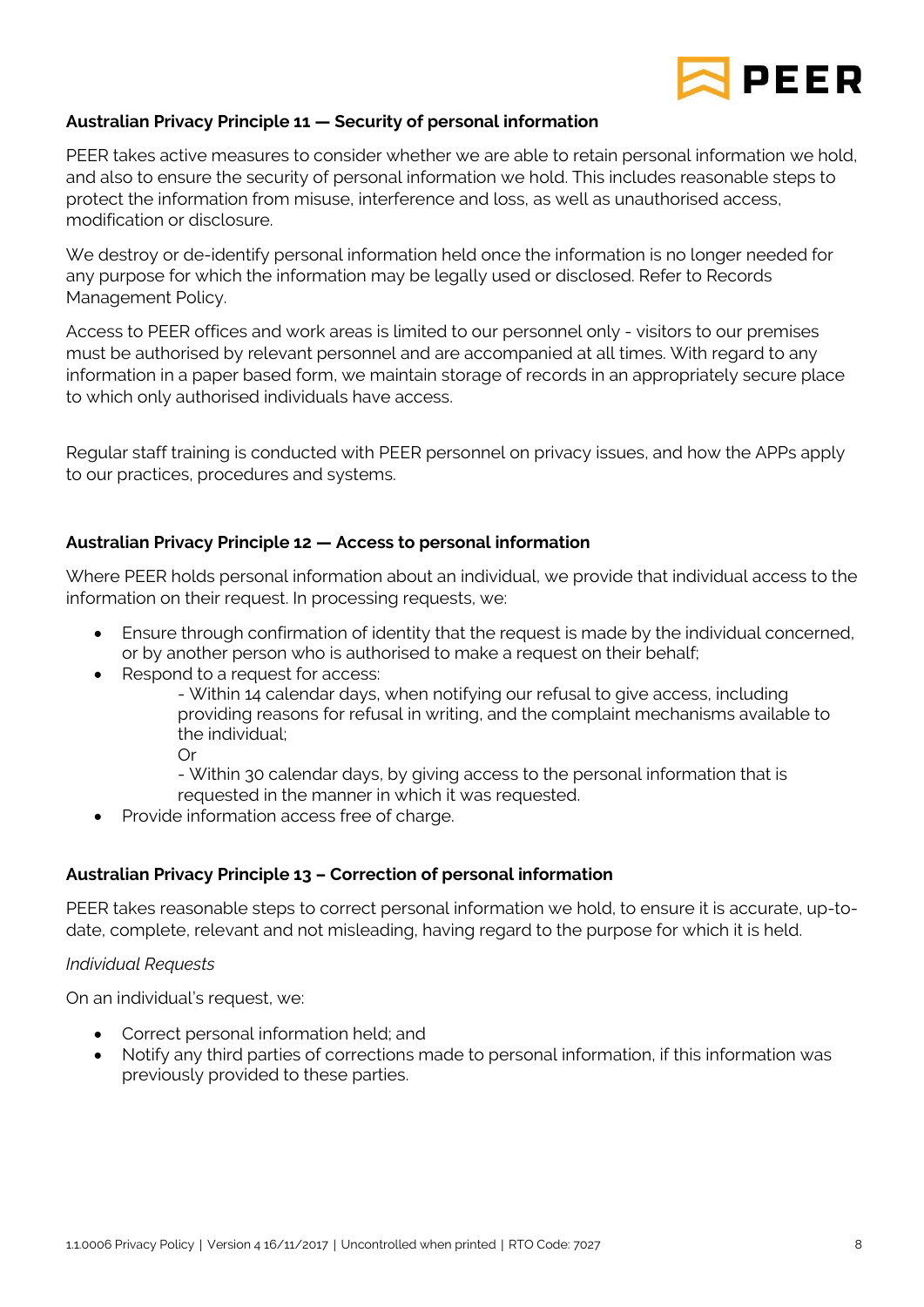**Australian Privacy Principle 11 — Security of personal information**

PEER takes active measures to consider whether we are able to retain personal information we hold, and also to ensure the security of personal information we hold. This includes reasonable steps to protect the information from misuse, interference and loss, as well as unauthorised access, modification or disclosure.

We destroy or de-identify personal information held once the information is no longer needed for any purpose for which the information may be legally used or disclosed. Refer to Records Management Policy.

Access to PEER offices and work areas is limited to our personnel only - visitors to our premises must be authorised by relevant personnel and are accompanied at all times. With regard to any information in a paper based form, we maintain storage of records in an appropriately secure place to which only authorised individuals have access.

Regular staff training is conducted with PEER personnel on privacy issues, and how the APPs apply to our practices, procedures and systems.

**Australian Privacy Principle 12 — Access to personal information**

Where PEER holds personal information about an individual, we provide that individual access to the information on their request. In processing requests, we:

- Ensure through confirmation of identity that the request is made by the individual concerned, or by another person who is authorised to make a request on their behalf;
- Respond to a request for access:
  - Within 14 calendar days, when notifying our refusal to give access, including providing reasons for refusal in writing, and the complaint mechanisms available to the individual;
  
  Or
  - Within 30 calendar days, by giving access to the personal information that is requested in the manner in which it was requested.
- Provide information access free of charge.

**Australian Privacy Principle 13 – Correction of personal information**

PEER takes reasonable steps to correct personal information we hold, to ensure it is accurate, up-to-date, complete, relevant and not misleading, having regard to the purpose for which it is held.

*Individual Requests*

On an individual's request, we:

- Correct personal information held; and
- Notify any third parties of corrections made to personal information, if this information was previously provided to these parties.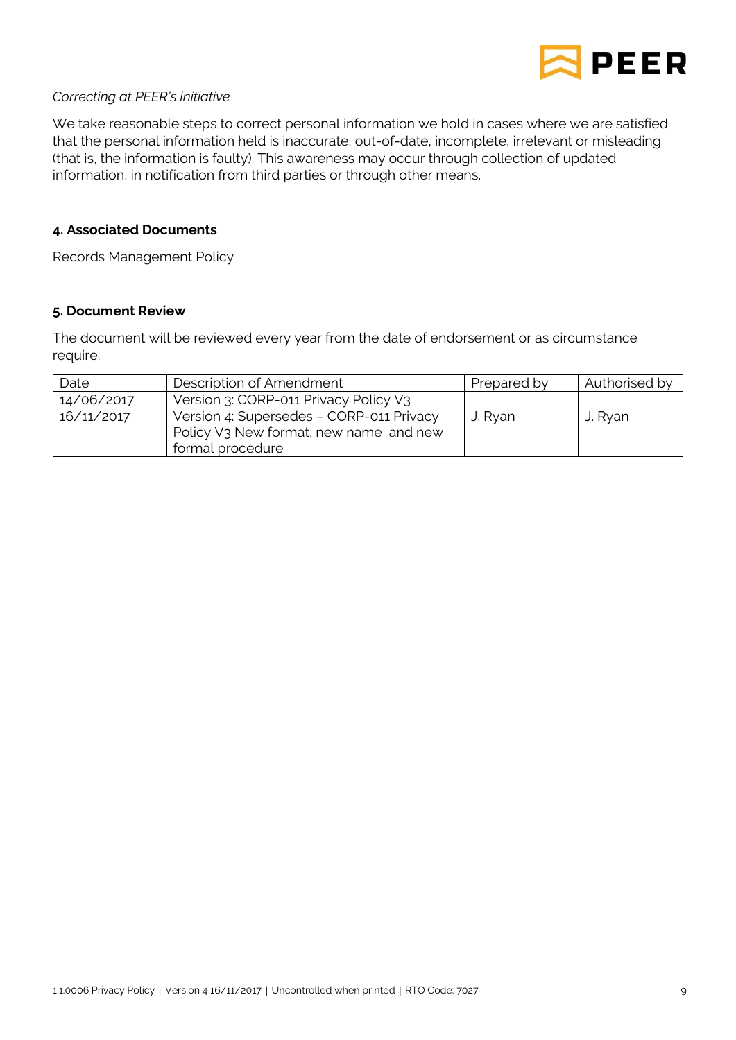*Correcting at PEER's initiative*

We take reasonable steps to correct personal information we hold in cases where we are satisfied that the personal information held is inaccurate, out-of-date, incomplete, irrelevant or misleading (that is, the information is faulty). This awareness may occur through collection of updated information, in notification from third parties or through other means.

#### 4. Associated Documents

Records Management Policy

#### 5. Document Review

The document will be reviewed every year from the date of endorsement or as circumstance require.

| Date | Description of Amendment | Prepared by | Authorised by |
|---|---|---|---|
| 14/06/2017 | Version 3: CORP-011 Privacy Policy V3 | | |
| 16/11/2017 | Version 4: Supersedes – CORP-011 Privacy Policy V3 New format, new name and new formal procedure | J. Ryan | J. Ryan |